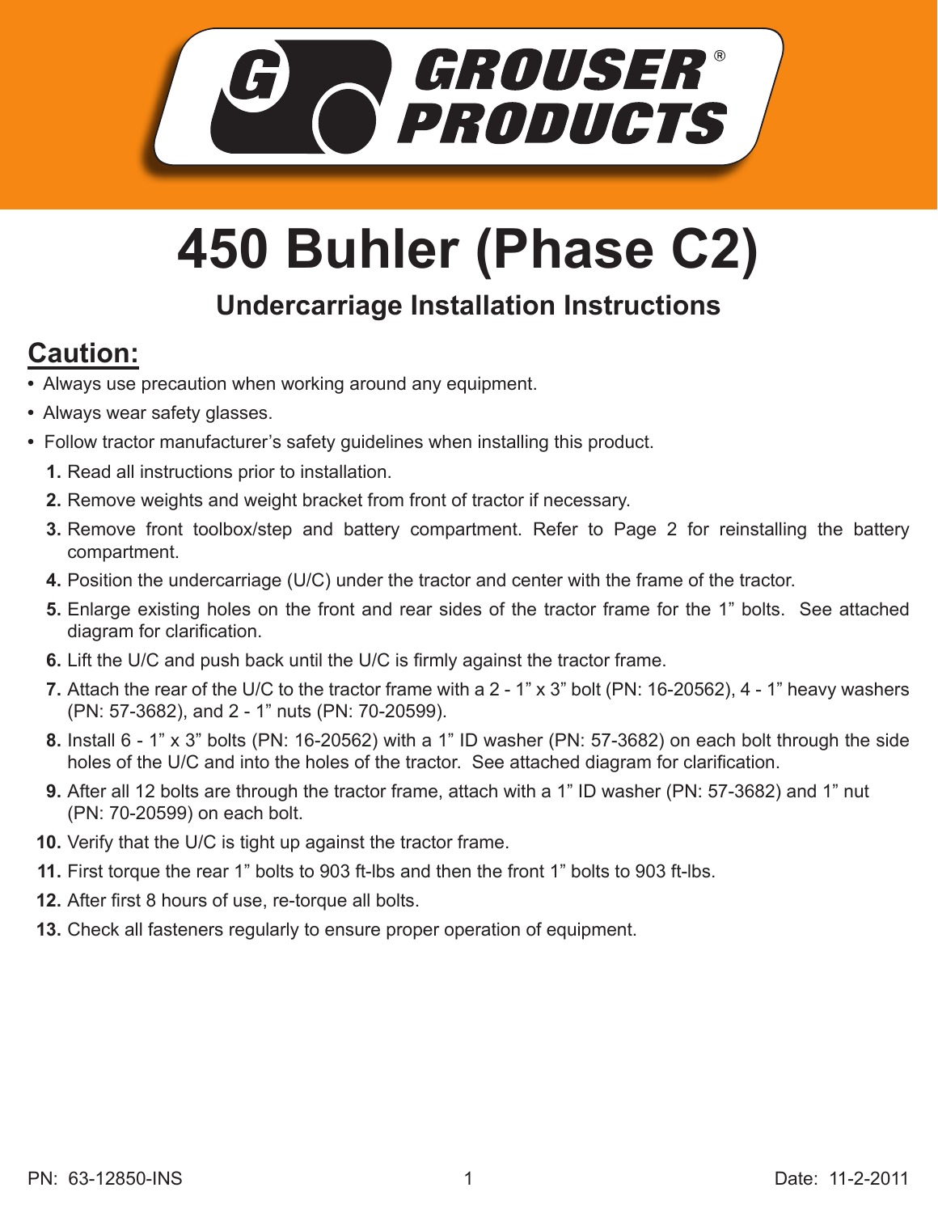GROUSER® PRODUCTS

# 450 Buhler (Phase C2)

## Undercarriage Installation Instructions

## Caution:

- Always use precaution when working around any equipment.
- Always wear safety glasses.
- Follow tractor manufacturer's safety guidelines when installing this product.

1. Read all instructions prior to installation.
2. Remove weights and weight bracket from front of tractor if necessary.
3. Remove front toolbox/step and battery compartment. Refer to Page 2 for reinstalling the battery compartment.
4. Position the undercarriage (U/C) under the tractor and center with the frame of the tractor.
5. Enlarge existing holes on the front and rear sides of the tractor frame for the 1" bolts. See attached diagram for clarification.
6. Lift the U/C and push back until the U/C is firmly against the tractor frame.
7. Attach the rear of the U/C to the tractor frame with a 2 - 1" x 3" bolt (PN: 16-20562), 4 - 1" heavy washers (PN: 57-3682), and 2 - 1" nuts (PN: 70-20599).
8. Install 6 - 1" x 3" bolts (PN: 16-20562) with a 1" ID washer (PN: 57-3682) on each bolt through the side holes of the U/C and into the holes of the tractor. See attached diagram for clarification.
9. After all 12 bolts are through the tractor frame, attach with a 1" ID washer (PN: 57-3682) and 1" nut (PN: 70-20599) on each bolt.
10. Verify that the U/C is tight up against the tractor frame.
11. First torque the rear 1" bolts to 903 ft-lbs and then the front 1" bolts to 903 ft-lbs.
12. After first 8 hours of use, re-torque all bolts.
13. Check all fasteners regularly to ensure proper operation of equipment.

PN: 63-12850-INS

Date: 11-2-2011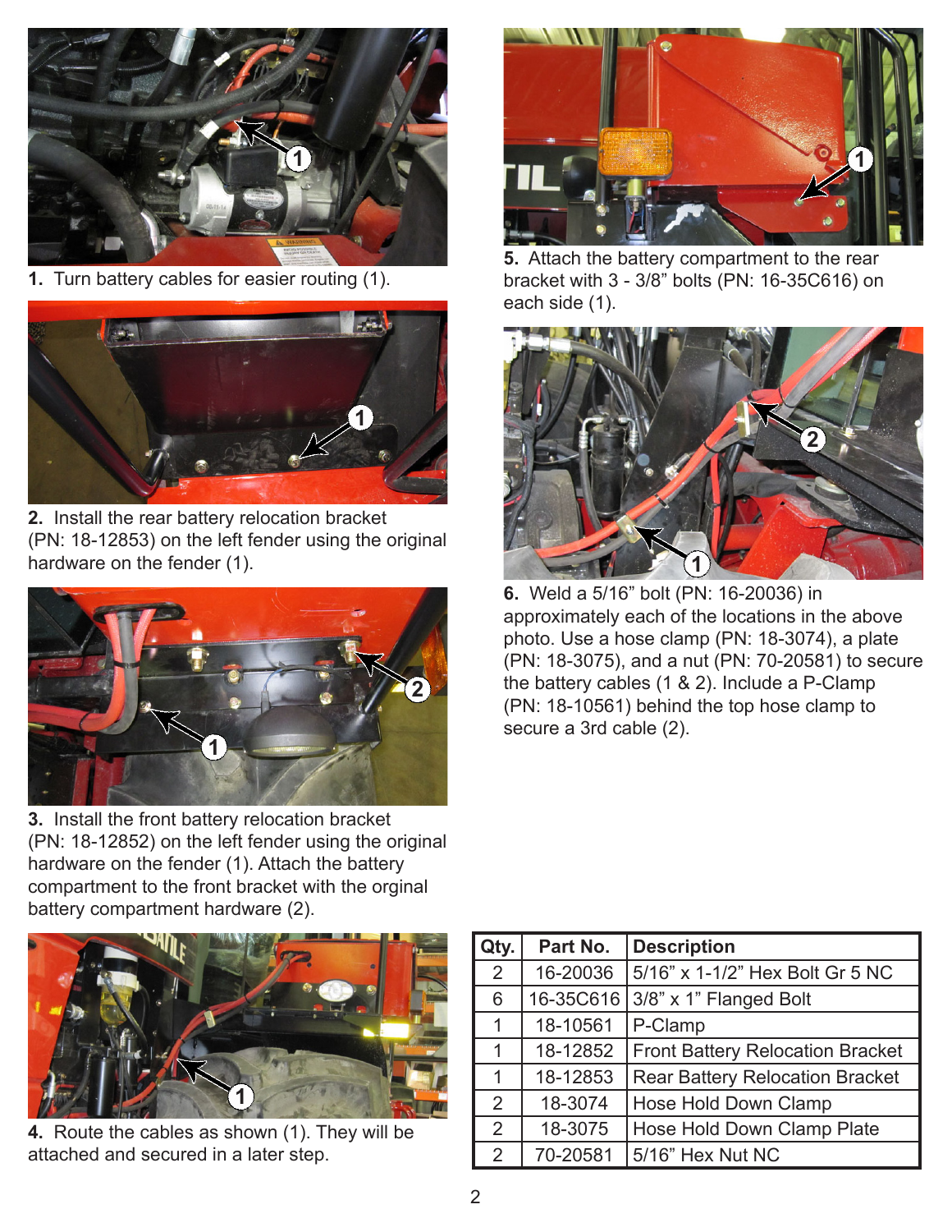**1.** Turn battery cables for easier routing (1).

**2.** Install the rear battery relocation bracket (PN: 18-12853) on the left fender using the original hardware on the fender (1).

**3.** Install the front battery relocation bracket (PN: 18-12852) on the left fender using the original hardware on the fender (1). Attach the battery compartment to the front bracket with the orginal battery compartment hardware (2).

**4.** Route the cables as shown (1). They will be attached and secured in a later step.

**5.** Attach the battery compartment to the rear bracket with 3 - 3/8" bolts (PN: 16-35C616) on each side (1).

**6.** Weld a 5/16" bolt (PN: 16-20036) in approximately each of the locations in the above photo. Use a hose clamp (PN: 18-3074), a plate (PN: 18-3075), and a nut (PN: 70-20581) to secure the battery cables (1 & 2). Include a P-Clamp (PN: 18-10561) behind the top hose clamp to secure a 3rd cable (2).

| Qty. | Part No. | Description |
|---|---|---|
| 2 | 16-20036 | 5/16" x 1-1/2" Hex Bolt Gr 5 NC |
| 6 | 16-35C616 | 3/8" x 1" Flanged Bolt |
| 1 | 18-10561 | P-Clamp |
| 1 | 18-12852 | Front Battery Relocation Bracket |
| 1 | 18-12853 | Rear Battery Relocation Bracket |
| 2 | 18-3074 | Hose Hold Down Clamp |
| 2 | 18-3075 | Hose Hold Down Clamp Plate |
| 2 | 70-20581 | 5/16" Hex Nut NC |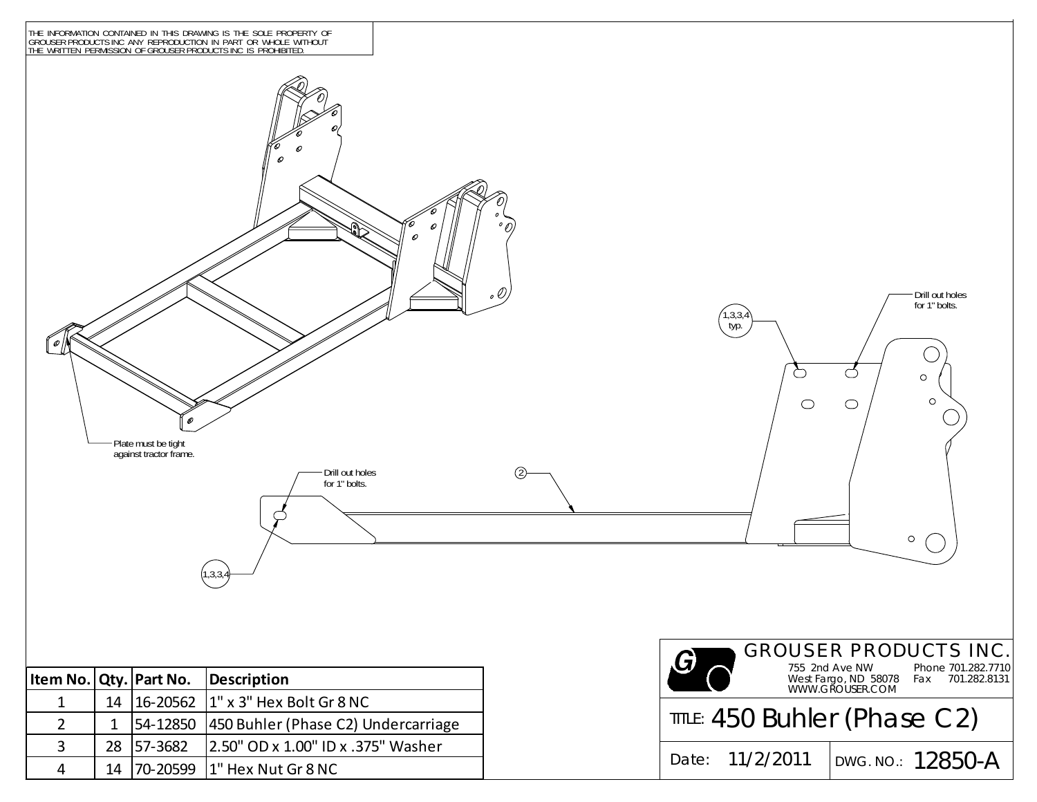THE INFORMATION CONTAINED IN THIS DRAWING IS THE SOLE PROPERTY OF GROUSER PRODUCTS INC ANY REPRODUCTION IN PART OR WHOLE WITHOUT THE WRITTEN PERMISSION OF GROUSER PRODUCTS INC IS PROHIBITED.

Plate must be tight against tractor frame.

Drill out holes for 1" bolts.

1,3,3,4

2

1,3,3,4 typ.

Drill out holes for 1" bolts.

| Item No. | Qty. | Part No. | Description |
|---|---|---|---|
| 1 | 14 | 16-20562 | 1" x 3" Hex Bolt Gr 8 NC |
| 2 | 1 | 54-12850 | 450 Buhler (Phase C2) Undercarriage |
| 3 | 28 | 57-3682 | 2.50" OD x 1.00" ID x .375" Washer |
| 4 | 14 | 70-20599 | 1" Hex Nut Gr 8 NC |

GROUSER PRODUCTS INC.
755 2nd Ave NW
West Fargo, ND 58078
WWW.GROUSER.COM
Phone 701.282.7710
Fax 701.282.8131

TITLE: 450 Buhler (Phase C2)

Date: 11/2/2011

DWG. NO.: 12850-A